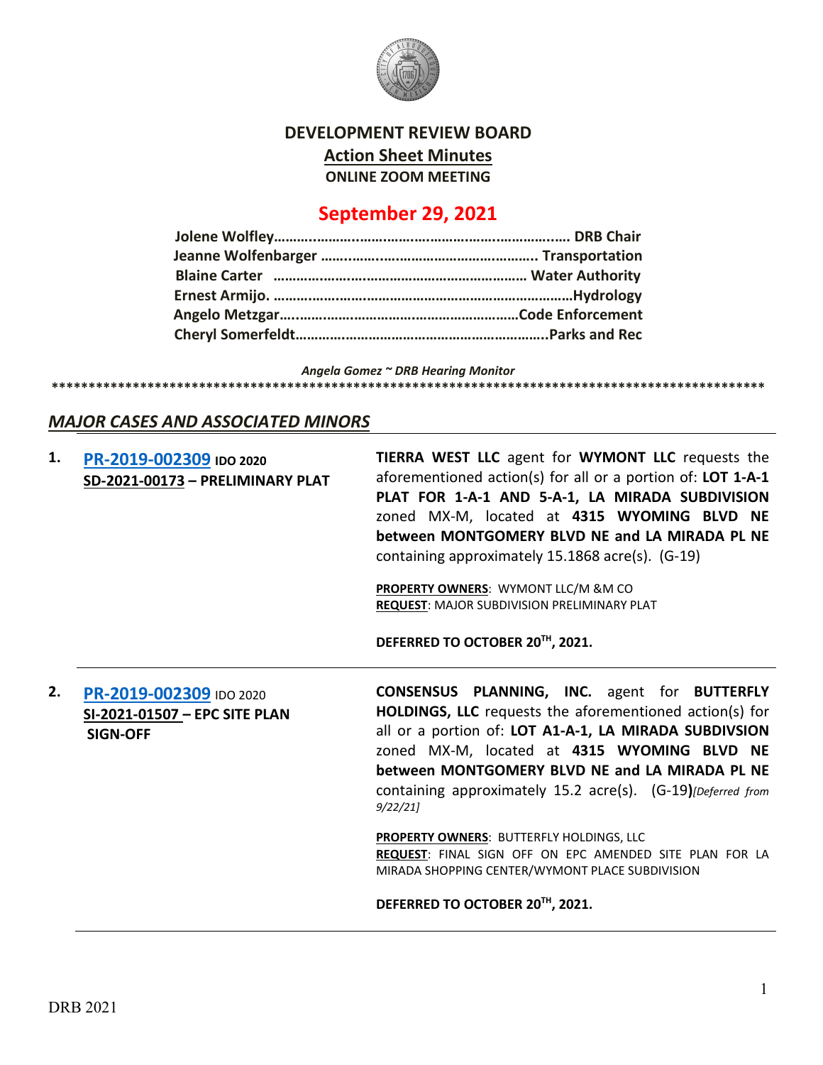# DEVELOPMENT REVIEW BOARD

## Action Sheet Minutes

**ONLINE ZOOM MEETING**

## September 29, 2021

**Jolene Wolfley……………………………………………………………… DRB Chair**
**Jeanne Wolfenbarger …………………………………………….. Transportation**
**Blaine Carter ………………………………………………………… Water Authority**
**Ernest Armijo. ……………………………………………………………Hydrology**
**Angelo Metzgar…………………………………………………Code Enforcement**
**Cheryl Somerfeldt……………………………………………………..Parks and Rec**

*Angela Gomez ~ DRB Hearing Monitor*

****************************************************************************************************

## *MAJOR CASES AND ASSOCIATED MINORS*

**1.** **PR-2019-002309** **IDO 2020**
**SD-2021-00173 – PRELIMINARY PLAT**

**TIERRA WEST LLC** agent for **WYMONT LLC** requests the aforementioned action(s) for all or a portion of: **LOT 1-A-1 PLAT FOR 1-A-1 AND 5-A-1, LA MIRADA SUBDIVISION** zoned MX-M, located at **4315 WYOMING BLVD NE between MONTGOMERY BLVD NE and LA MIRADA PL NE** containing approximately 15.1868 acre(s). (G-19)

**PROPERTY OWNERS**: WYMONT LLC/M &M CO
**REQUEST**: MAJOR SUBDIVISION PRELIMINARY PLAT

**DEFERRED TO OCTOBER 20TH, 2021.**

---

**2.** **PR-2019-002309** IDO 2020
**SI-2021-01507 – EPC SITE PLAN SIGN-OFF**

**CONSENSUS PLANNING, INC.** agent for **BUTTERFLY HOLDINGS, LLC** requests the aforementioned action(s) for all or a portion of: **LOT A1-A-1, LA MIRADA SUBDIVSION** zoned MX-M, located at **4315 WYOMING BLVD NE between MONTGOMERY BLVD NE and LA MIRADA PL NE** containing approximately 15.2 acre(s). (G-19**)** *[Deferred from 9/22/21]*

**PROPERTY OWNERS**: BUTTERFLY HOLDINGS, LLC
**REQUEST**: FINAL SIGN OFF ON EPC AMENDED SITE PLAN FOR LA MIRADA SHOPPING CENTER/WYMONT PLACE SUBDIVISION

**DEFERRED TO OCTOBER 20TH, 2021.**

---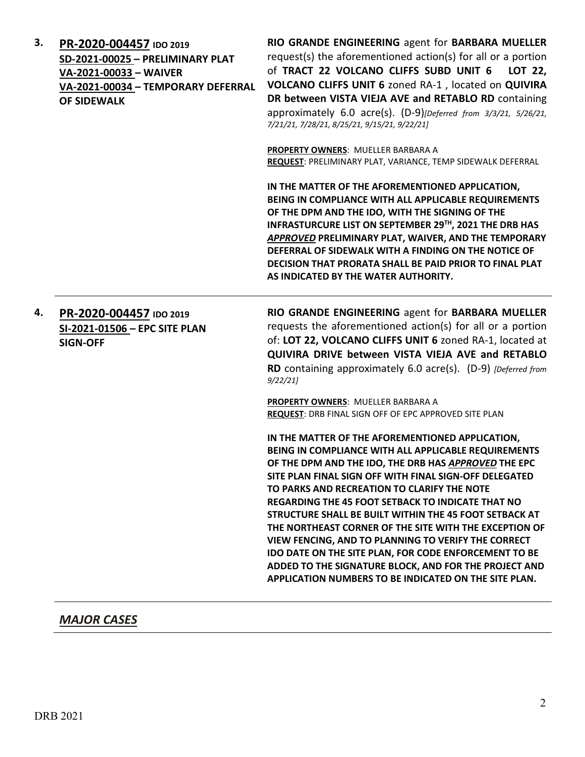**3.** **PR-2020-004457** **IDO 2019**
**SD-2021-00025 – PRELIMINARY PLAT**
**VA-2021-00033 – WAIVER**
**VA-2021-00034 – TEMPORARY DEFERRAL OF SIDEWALK**

**RIO GRANDE ENGINEERING** agent for **BARBARA MUELLER** request(s) the aforementioned action(s) for all or a portion of **TRACT 22 VOLCANO CLIFFS SUBD UNIT 6 LOT 22, VOLCANO CLIFFS UNIT 6** zoned RA-1 , located on **QUIVIRA DR between VISTA VIEJA AVE and RETABLO RD** containing approximately 6.0 acre(s). (D-9)*[Deferred from 3/3/21, 5/26/21, 7/21/21, 7/28/21, 8/25/21, 9/15/21, 9/22/21]*

**PROPERTY OWNERS**: MUELLER BARBARA A
**REQUEST**: PRELIMINARY PLAT, VARIANCE, TEMP SIDEWALK DEFERRAL

**IN THE MATTER OF THE AFOREMENTIONED APPLICATION, BEING IN COMPLIANCE WITH ALL APPLICABLE REQUIREMENTS OF THE DPM AND THE IDO, WITH THE SIGNING OF THE INFRASTURCURE LIST ON SEPTEMBER 29TH, 2021 THE DRB HAS *APPROVED* PRELIMINARY PLAT, WAIVER, AND THE TEMPORARY DEFERRAL OF SIDEWALK WITH A FINDING ON THE NOTICE OF DECISION THAT PRORATA SHALL BE PAID PRIOR TO FINAL PLAT AS INDICATED BY THE WATER AUTHORITY.**

---

**4.** **PR-2020-004457** **IDO 2019**
**SI-2021-01506 – EPC SITE PLAN SIGN-OFF**

**RIO GRANDE ENGINEERING** agent for **BARBARA MUELLER** requests the aforementioned action(s) for all or a portion of: **LOT 22, VOLCANO CLIFFS UNIT 6** zoned RA-1, located at **QUIVIRA DRIVE between VISTA VIEJA AVE and RETABLO RD** containing approximately 6.0 acre(s). (D-9) *[Deferred from 9/22/21]*

**PROPERTY OWNERS**: MUELLER BARBARA A
**REQUEST**: DRB FINAL SIGN OFF OF EPC APPROVED SITE PLAN

**IN THE MATTER OF THE AFOREMENTIONED APPLICATION, BEING IN COMPLIANCE WITH ALL APPLICABLE REQUIREMENTS OF THE DPM AND THE IDO, THE DRB HAS *APPROVED* THE EPC SITE PLAN FINAL SIGN OFF WITH FINAL SIGN-OFF DELEGATED TO PARKS AND RECREATION TO CLARIFY THE NOTE REGARDING THE 45 FOOT SETBACK TO INDICATE THAT NO STRUCTURE SHALL BE BUILT WITHIN THE 45 FOOT SETBACK AT THE NORTHEAST CORNER OF THE SITE WITH THE EXCEPTION OF VIEW FENCING, AND TO PLANNING TO VERIFY THE CORRECT IDO DATE ON THE SITE PLAN, FOR CODE ENFORCEMENT TO BE ADDED TO THE SIGNATURE BLOCK, AND FOR THE PROJECT AND APPLICATION NUMBERS TO BE INDICATED ON THE SITE PLAN.**

---

## ***MAJOR CASES***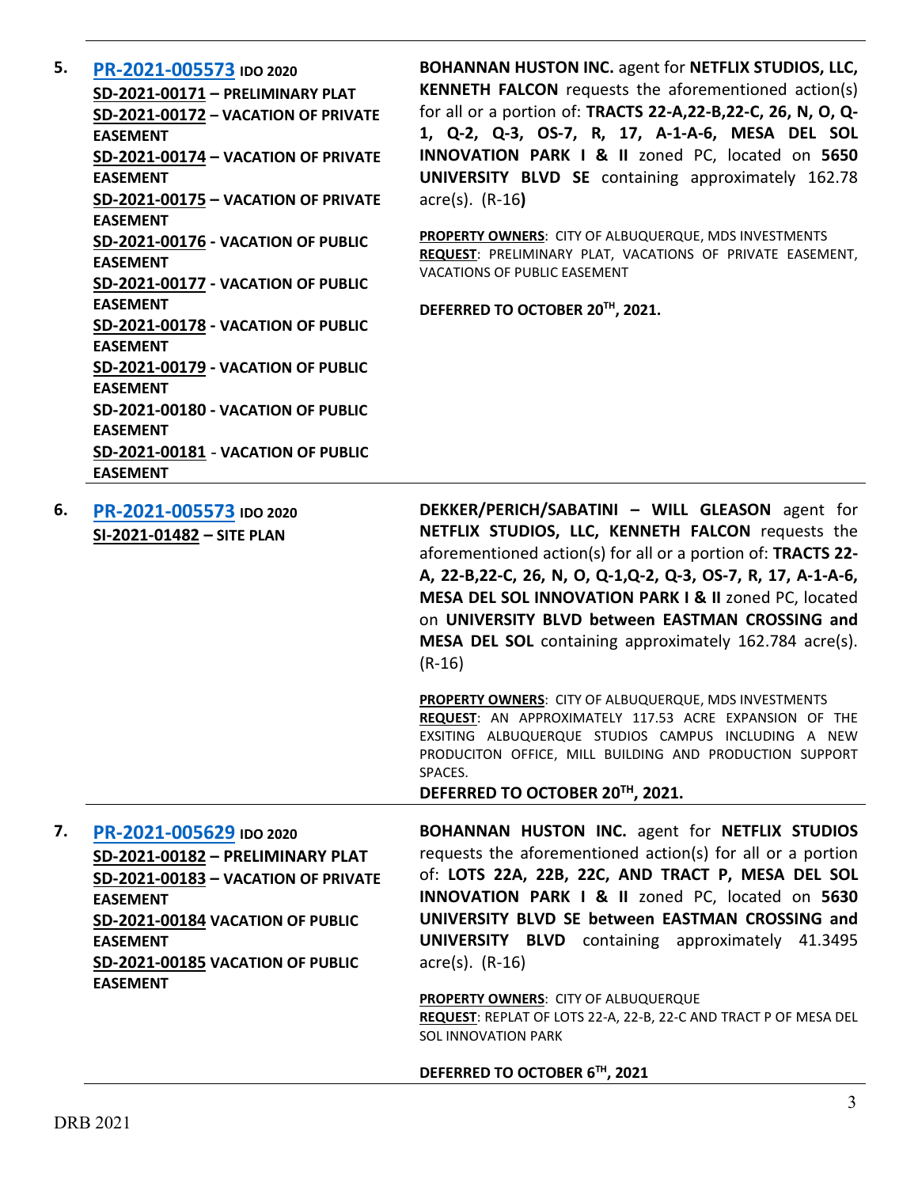| | | |
|---|---|---|
| 5. | **PR-2021-005573** IDO 2020<br>**SD-2021-00171 – PRELIMINARY PLAT**<br>**SD-2021-00172 – VACATION OF PRIVATE EASEMENT**<br>**SD-2021-00174 – VACATION OF PRIVATE EASEMENT**<br>**SD-2021-00175 – VACATION OF PRIVATE EASEMENT**<br>**SD-2021-00176 - VACATION OF PUBLIC EASEMENT**<br>**SD-2021-00177 - VACATION OF PUBLIC EASEMENT**<br>**SD-2021-00178 - VACATION OF PUBLIC EASEMENT**<br>**SD-2021-00179 - VACATION OF PUBLIC EASEMENT**<br>**SD-2021-00180 - VACATION OF PUBLIC EASEMENT**<br>**SD-2021-00181 - VACATION OF PUBLIC EASEMENT** | **BOHANNAN HUSTON INC.** agent for **NETFLIX STUDIOS, LLC, KENNETH FALCON** requests the aforementioned action(s) for all or a portion of: **TRACTS 22-A,22-B,22-C, 26, N, O, Q-1, Q-2, Q-3, OS-7, R, 17, A-1-A-6, MESA DEL SOL INNOVATION PARK I & II** zoned PC, located on **5650 UNIVERSITY BLVD SE** containing approximately 162.78 acre(s). (R-16**)**<br><br>**PROPERTY OWNERS**: CITY OF ALBUQUERQUE, MDS INVESTMENTS<br>**REQUEST**: PRELIMINARY PLAT, VACATIONS OF PRIVATE EASEMENT, VACATIONS OF PUBLIC EASEMENT<br><br>**DEFERRED TO OCTOBER 20TH, 2021.** |
| 6. | **PR-2021-005573** IDO 2020<br>**SI-2021-01482 – SITE PLAN** | **DEKKER/PERICH/SABATINI – WILL GLEASON** agent for **NETFLIX STUDIOS, LLC, KENNETH FALCON** requests the aforementioned action(s) for all or a portion of: **TRACTS 22-A, 22-B,22-C, 26, N, O, Q-1,Q-2, Q-3, OS-7, R, 17, A-1-A-6, MESA DEL SOL INNOVATION PARK I & II** zoned PC, located on **UNIVERSITY BLVD between EASTMAN CROSSING and MESA DEL SOL** containing approximately 162.784 acre(s). (R-16)<br><br>**PROPERTY OWNERS**: CITY OF ALBUQUERQUE, MDS INVESTMENTS<br>**REQUEST**: AN APPROXIMATELY 117.53 ACRE EXPANSION OF THE EXSITING ALBUQUERQUE STUDIOS CAMPUS INCLUDING A NEW PRODUCITON OFFICE, MILL BUILDING AND PRODUCTION SUPPORT SPACES.<br>**DEFERRED TO OCTOBER 20TH, 2021.** |
| 7. | **PR-2021-005629** IDO 2020<br>**SD-2021-00182 – PRELIMINARY PLAT**<br>**SD-2021-00183 – VACATION OF PRIVATE EASEMENT**<br>**SD-2021-00184 VACATION OF PUBLIC EASEMENT**<br>**SD-2021-00185 VACATION OF PUBLIC EASEMENT** | **BOHANNAN HUSTON INC.** agent for **NETFLIX STUDIOS** requests the aforementioned action(s) for all or a portion of: **LOTS 22A, 22B, 22C, AND TRACT P, MESA DEL SOL INNOVATION PARK I & II** zoned PC, located on **5630 UNIVERSITY BLVD SE between EASTMAN CROSSING and UNIVERSITY BLVD** containing approximately 41.3495 acre(s). (R-16)<br><br>**PROPERTY OWNERS**: CITY OF ALBUQUERQUE<br>**REQUEST**: REPLAT OF LOTS 22-A, 22-B, 22-C AND TRACT P OF MESA DEL SOL INNOVATION PARK<br><br>**DEFERRED TO OCTOBER 6TH, 2021** |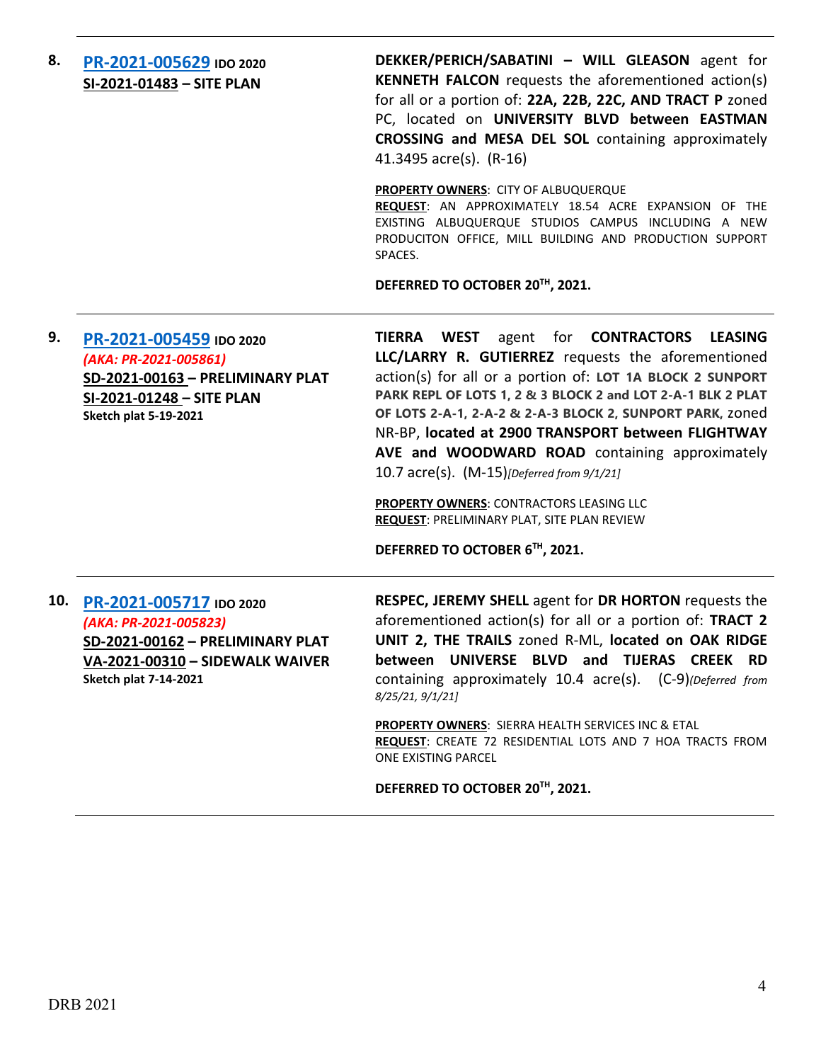**8.** **[PR-2021-005629](#) IDO 2020**
**SI-2021-01483 – SITE PLAN**

**DEKKER/PERICH/SABATINI – WILL GLEASON** agent for **KENNETH FALCON** requests the aforementioned action(s) for all or a portion of: **22A, 22B, 22C, AND TRACT P** zoned PC, located on **UNIVERSITY BLVD between EASTMAN CROSSING and MESA DEL SOL** containing approximately 41.3495 acre(s). (R-16)

**PROPERTY OWNERS**: CITY OF ALBUQUERQUE
**REQUEST**: AN APPROXIMATELY 18.54 ACRE EXPANSION OF THE EXISTING ALBUQUERQUE STUDIOS CAMPUS INCLUDING A NEW PRODUCITON OFFICE, MILL BUILDING AND PRODUCTION SUPPORT SPACES.

**DEFERRED TO OCTOBER 20TH, 2021.**

---

**9.** **[PR-2021-005459](#) IDO 2020**
*(AKA: PR-2021-005861)*
**SD-2021-00163 – PRELIMINARY PLAT**
**SI-2021-01248 – SITE PLAN**
**Sketch plat 5-19-2021**

**TIERRA WEST** agent for **CONTRACTORS LEASING LLC/LARRY R. GUTIERREZ** requests the aforementioned action(s) for all or a portion of: **LOT 1A BLOCK 2 SUNPORT PARK REPL OF LOTS 1, 2 & 3 BLOCK 2 and LOT 2-A-1 BLK 2 PLAT OF LOTS 2-A-1, 2-A-2 & 2-A-3 BLOCK 2, SUNPORT PARK**, zoned NR-BP, **located at 2900 TRANSPORT between FLIGHTWAY AVE and WOODWARD ROAD** containing approximately 10.7 acre(s). (M-15)*[Deferred from 9/1/21]*

**PROPERTY OWNERS**: CONTRACTORS LEASING LLC
**REQUEST**: PRELIMINARY PLAT, SITE PLAN REVIEW

**DEFERRED TO OCTOBER 6TH, 2021.**

---

**10.** **[PR-2021-005717](#) IDO 2020**
*(AKA: PR-2021-005823)*
**SD-2021-00162 – PRELIMINARY PLAT**
**VA-2021-00310 – SIDEWALK WAIVER**
**Sketch plat 7-14-2021**

**RESPEC, JEREMY SHELL** agent for **DR HORTON** requests the aforementioned action(s) for all or a portion of: **TRACT 2 UNIT 2, THE TRAILS** zoned R-ML, **located on OAK RIDGE between UNIVERSE BLVD and TIJERAS CREEK RD** containing approximately 10.4 acre(s). (C-9)*(Deferred from 8/25/21, 9/1/21]*

**PROPERTY OWNERS**: SIERRA HEALTH SERVICES INC & ETAL
**REQUEST**: CREATE 72 RESIDENTIAL LOTS AND 7 HOA TRACTS FROM ONE EXISTING PARCEL

**DEFERRED TO OCTOBER 20TH, 2021.**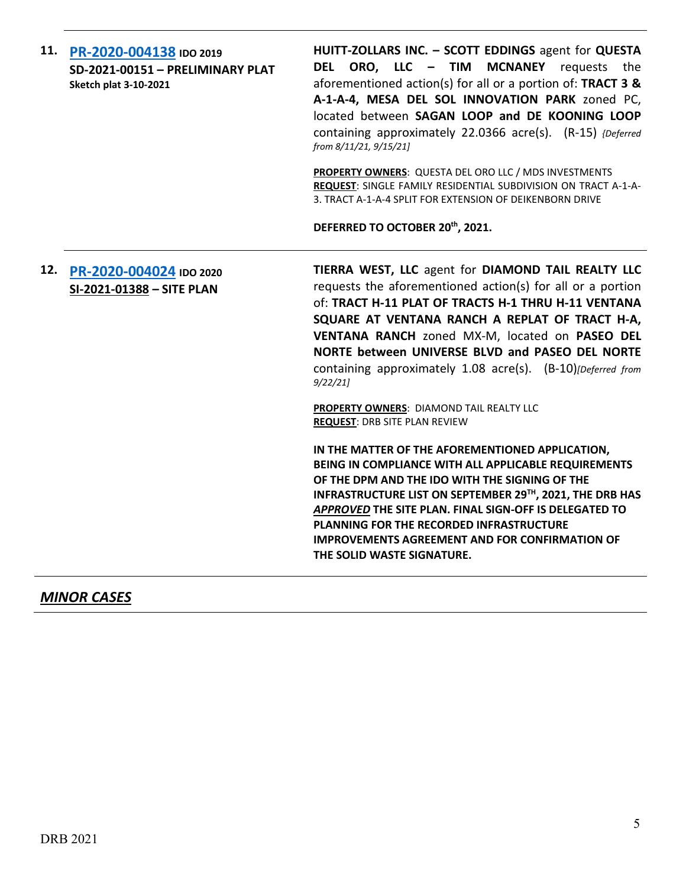**11. PR-2020-004138** **IDO 2019**
**SD-2021-00151 – PRELIMINARY PLAT**
**Sketch plat 3-10-2021**

**HUITT-ZOLLARS INC. – SCOTT EDDINGS** agent for **QUESTA DEL ORO, LLC – TIM MCNANEY** requests the aforementioned action(s) for all or a portion of: **TRACT 3 & A-1-A-4, MESA DEL SOL INNOVATION PARK** zoned PC, located between **SAGAN LOOP and DE KOONING LOOP** containing approximately 22.0366 acre(s). (R-15) *{Deferred from 8/11/21, 9/15/21]*

**PROPERTY OWNERS**: QUESTA DEL ORO LLC / MDS INVESTMENTS
**REQUEST**: SINGLE FAMILY RESIDENTIAL SUBDIVISION ON TRACT A-1-A-3. TRACT A-1-A-4 SPLIT FOR EXTENSION OF DEIKENBORN DRIVE

**DEFERRED TO OCTOBER 20th, 2021.**

---

**12. PR-2020-004024** **IDO 2020**
**SI-2021-01388 – SITE PLAN**

**TIERRA WEST, LLC** agent for **DIAMOND TAIL REALTY LLC** requests the aforementioned action(s) for all or a portion of: **TRACT H-11 PLAT OF TRACTS H-1 THRU H-11 VENTANA SQUARE AT VENTANA RANCH A REPLAT OF TRACT H-A, VENTANA RANCH** zoned MX-M, located on **PASEO DEL NORTE between UNIVERSE BLVD and PASEO DEL NORTE** containing approximately 1.08 acre(s). (B-10)*[Deferred from 9/22/21]*

**PROPERTY OWNERS**: DIAMOND TAIL REALTY LLC
**REQUEST**: DRB SITE PLAN REVIEW

**IN THE MATTER OF THE AFOREMENTIONED APPLICATION, BEING IN COMPLIANCE WITH ALL APPLICABLE REQUIREMENTS OF THE DPM AND THE IDO WITH THE SIGNING OF THE INFRASTRUCTURE LIST ON SEPTEMBER 29TH, 2021, THE DRB HAS *APPROVED* THE SITE PLAN. FINAL SIGN-OFF IS DELEGATED TO PLANNING FOR THE RECORDED INFRASTRUCTURE IMPROVEMENTS AGREEMENT AND FOR CONFIRMATION OF THE SOLID WASTE SIGNATURE.**

---

## *MINOR CASES*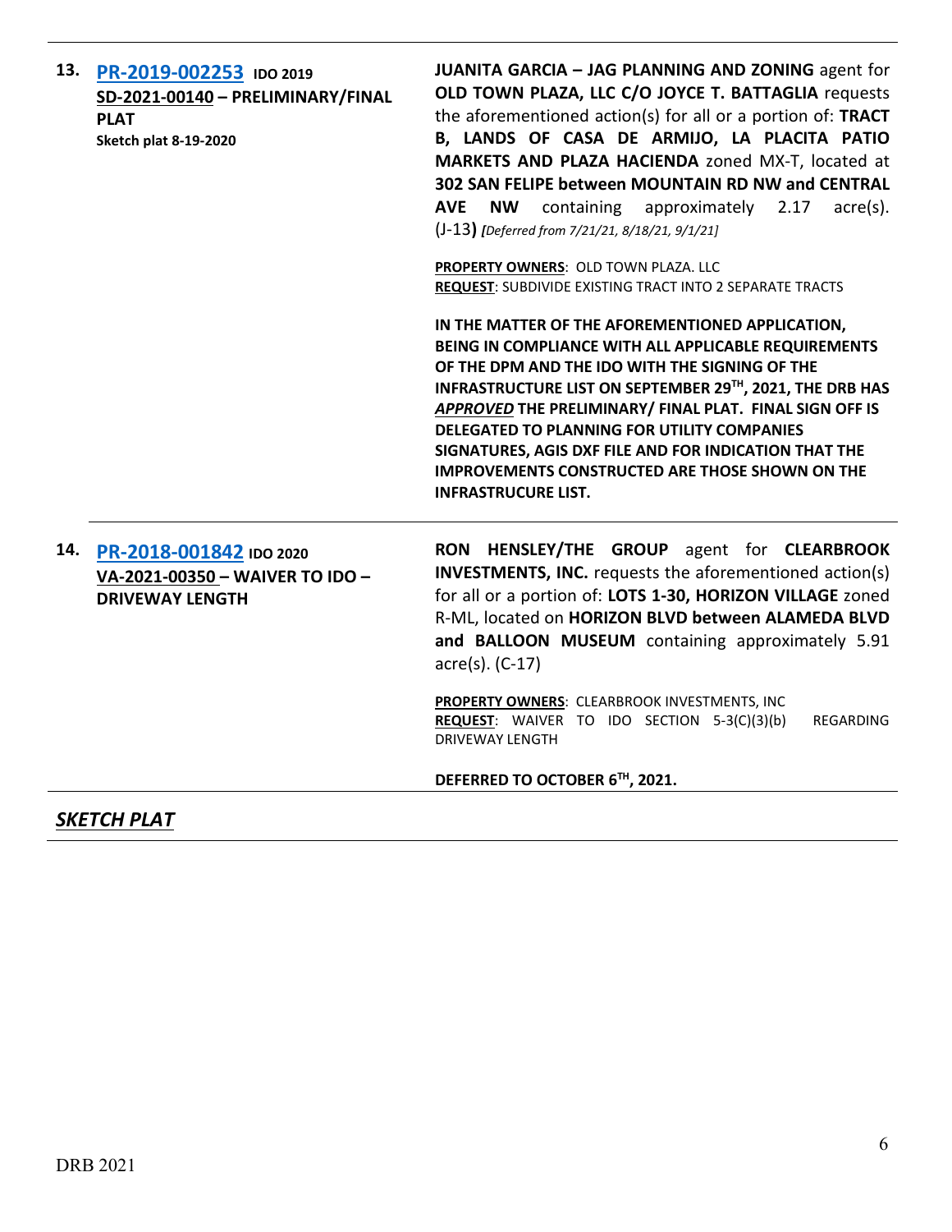| | | |
|---|---|---|
| **13.** | **PR-2019-002253** **IDO 2019**<br>**SD-2021-00140 – PRELIMINARY/FINAL PLAT**<br>**Sketch plat 8-19-2020** | **JUANITA GARCIA – JAG PLANNING AND ZONING** agent for **OLD TOWN PLAZA, LLC C/O JOYCE T. BATTAGLIA** requests the aforementioned action(s) for all or a portion of: **TRACT B, LANDS OF CASA DE ARMIJO, LA PLACITA PATIO MARKETS AND PLAZA HACIENDA** zoned MX-T, located at **302 SAN FELIPE between MOUNTAIN RD NW and CENTRAL AVE NW** containing approximately 2.17 acre(s). (J-13**)** ***[Deferred from 7/21/21, 8/18/21, 9/1/21]***<br><br>**PROPERTY OWNERS**: OLD TOWN PLAZA. LLC<br>**REQUEST**: SUBDIVIDE EXISTING TRACT INTO 2 SEPARATE TRACTS<br><br>**IN THE MATTER OF THE AFOREMENTIONED APPLICATION, BEING IN COMPLIANCE WITH ALL APPLICABLE REQUIREMENTS OF THE DPM AND THE IDO WITH THE SIGNING OF THE INFRASTRUCTURE LIST ON SEPTEMBER 29TH, 2021, THE DRB HAS *APPROVED* THE PRELIMINARY/ FINAL PLAT. FINAL SIGN OFF IS DELEGATED TO PLANNING FOR UTILITY COMPANIES SIGNATURES, AGIS DXF FILE AND FOR INDICATION THAT THE IMPROVEMENTS CONSTRUCTED ARE THOSE SHOWN ON THE INFRASTRUCURE LIST.** |
| **14.** | **PR-2018-001842** **IDO 2020**<br>**VA-2021-00350 – WAIVER TO IDO – DRIVEWAY LENGTH** | **RON HENSLEY/THE GROUP** agent for **CLEARBROOK INVESTMENTS, INC.** requests the aforementioned action(s) for all or a portion of: **LOTS 1-30, HORIZON VILLAGE** zoned R-ML, located on **HORIZON BLVD between ALAMEDA BLVD and BALLOON MUSEUM** containing approximately 5.91 acre(s). (C-17)<br><br>**PROPERTY OWNERS**: CLEARBROOK INVESTMENTS, INC<br>**REQUEST**: WAIVER TO IDO SECTION 5-3(C)(3)(b) REGARDING DRIVEWAY LENGTH<br><br>**DEFERRED TO OCTOBER 6TH, 2021.** |

***SKETCH PLAT***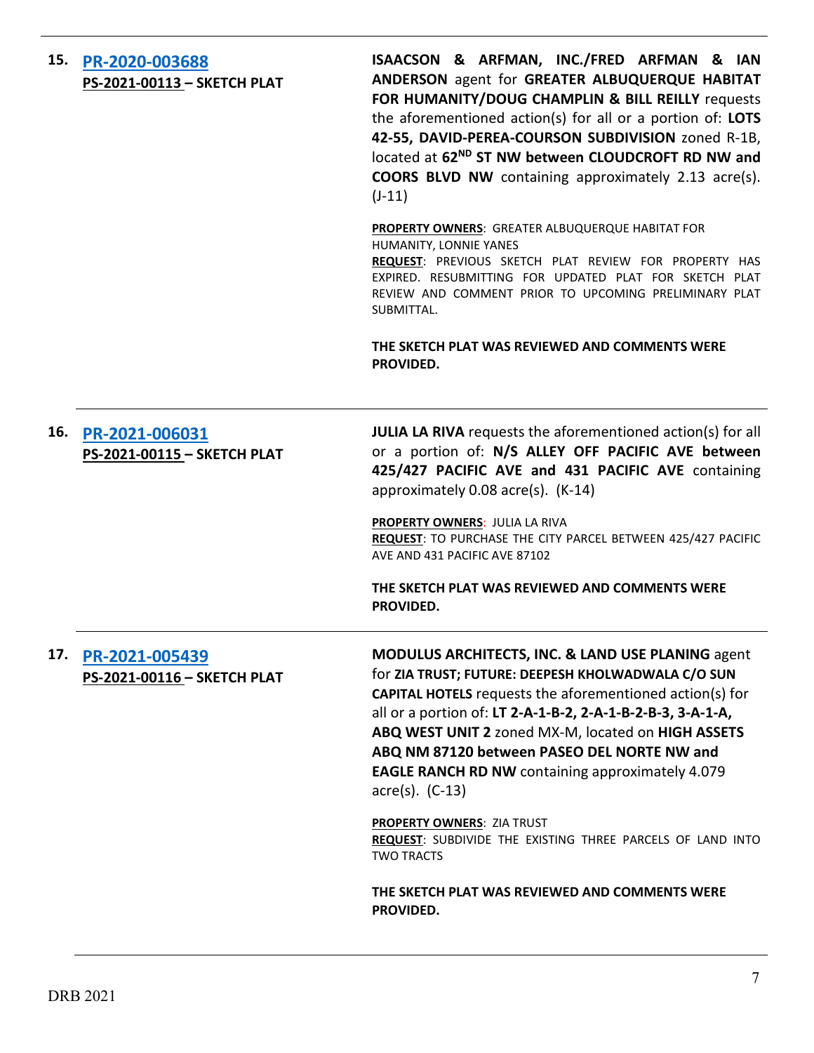15. **[PR-2020-003688](#)**
**PS-2021-00113 – SKETCH PLAT**

**ISAACSON & ARFMAN, INC./FRED ARFMAN & IAN ANDERSON** agent for **GREATER ALBUQUERQUE HABITAT FOR HUMANITY/DOUG CHAMPLIN & BILL REILLY** requests the aforementioned action(s) for all or a portion of: **LOTS 42-55, DAVID-PEREA-COURSON SUBDIVISION** zoned R-1B, located at **62ND ST NW between CLOUDCROFT RD NW and COORS BLVD NW** containing approximately 2.13 acre(s). (J-11)

**PROPERTY OWNERS**: GREATER ALBUQUERQUE HABITAT FOR HUMANITY, LONNIE YANES
**REQUEST**: PREVIOUS SKETCH PLAT REVIEW FOR PROPERTY HAS EXPIRED. RESUBMITTING FOR UPDATED PLAT FOR SKETCH PLAT REVIEW AND COMMENT PRIOR TO UPCOMING PRELIMINARY PLAT SUBMITTAL.

**THE SKETCH PLAT WAS REVIEWED AND COMMENTS WERE PROVIDED.**

---

16. **[PR-2021-006031](#)**
**PS-2021-00115 – SKETCH PLAT**

**JULIA LA RIVA** requests the aforementioned action(s) for all or a portion of: **N/S ALLEY OFF PACIFIC AVE between 425/427 PACIFIC AVE and 431 PACIFIC AVE** containing approximately 0.08 acre(s). (K-14)

**PROPERTY OWNERS**: JULIA LA RIVA
**REQUEST**: TO PURCHASE THE CITY PARCEL BETWEEN 425/427 PACIFIC AVE AND 431 PACIFIC AVE 87102

**THE SKETCH PLAT WAS REVIEWED AND COMMENTS WERE PROVIDED.**

---

17. **[PR-2021-005439](#)**
**PS-2021-00116 – SKETCH PLAT**

**MODULUS ARCHITECTS, INC. & LAND USE PLANING** agent for **ZIA TRUST; FUTURE: DEEPESH KHOLWADWALA C/O SUN CAPITAL HOTELS** requests the aforementioned action(s) for all or a portion of: **LT 2-A-1-B-2, 2-A-1-B-2-B-3, 3-A-1-A, ABQ WEST UNIT 2** zoned MX-M, located on **HIGH ASSETS ABQ NM 87120 between PASEO DEL NORTE NW and EAGLE RANCH RD NW** containing approximately 4.079 acre(s). (C-13)

**PROPERTY OWNERS**: ZIA TRUST
**REQUEST**: SUBDIVIDE THE EXISTING THREE PARCELS OF LAND INTO TWO TRACTS

**THE SKETCH PLAT WAS REVIEWED AND COMMENTS WERE PROVIDED.**

---

DRB 2021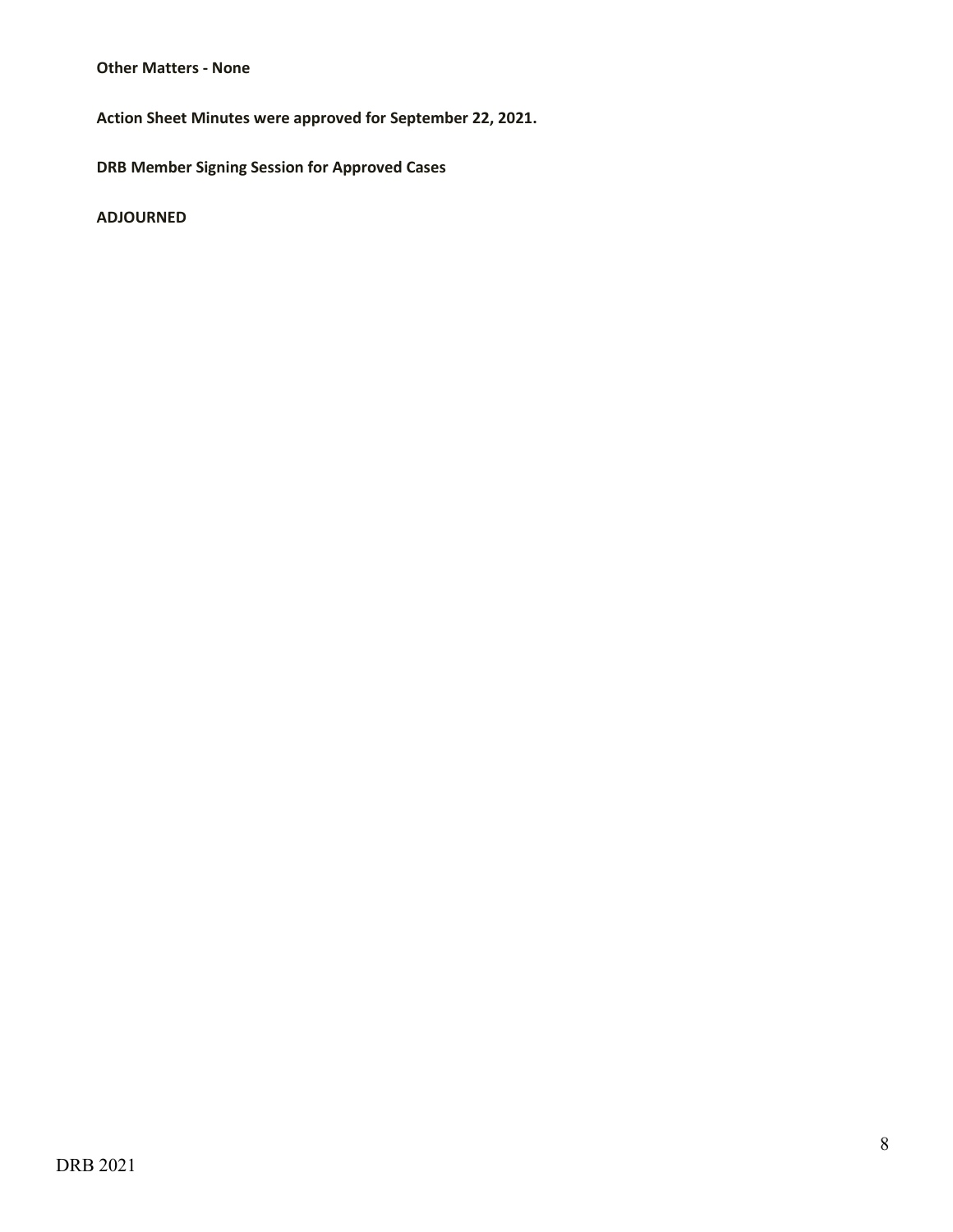**Other Matters - None**

**Action Sheet Minutes were approved for September 22, 2021.**

**DRB Member Signing Session for Approved Cases**

**ADJOURNED**